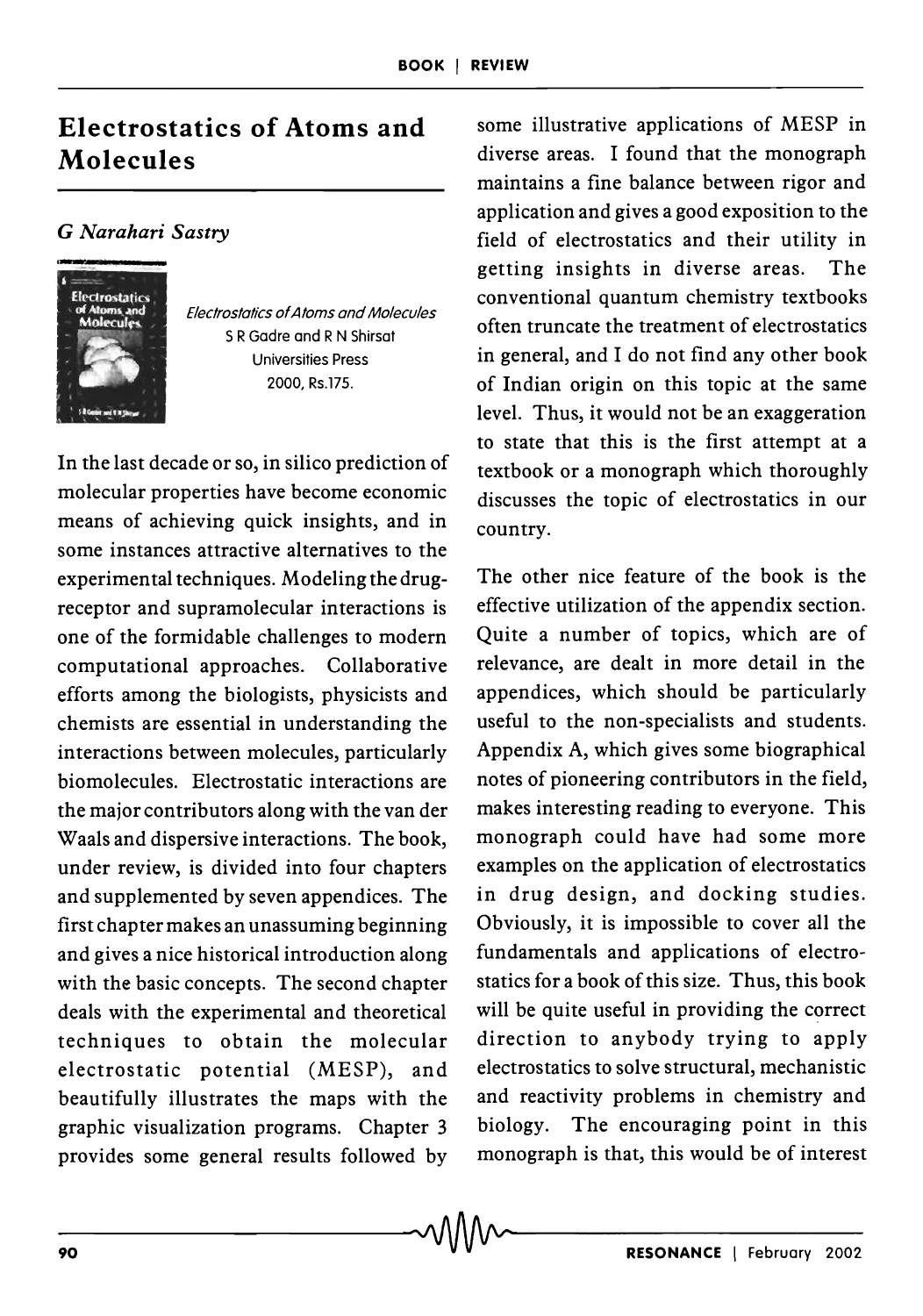# Electrostatics of Atoms and Molecules

*G Narahari Sastry*

*Electrostatics of Atoms and Molecules*
S R Gadre and R N Shirsat
Universities Press
2000, Rs.175.

In the last decade or so, in silico prediction of molecular properties have become economic means of achieving quick insights, and in some instances attractive alternatives to the experimental techniques. Modeling the drug-receptor and supramolecular interactions is one of the formidable challenges to modern computational approaches. Collaborative efforts among the biologists, physicists and chemists are essential in understanding the interactions between molecules, particularly biomolecules. Electrostatic interactions are the major contributors along with the van der Waals and dispersive interactions. The book, under review, is divided into four chapters and supplemented by seven appendices. The first chapter makes an unassuming beginning and gives a nice historical introduction along with the basic concepts. The second chapter deals with the experimental and theoretical techniques to obtain the molecular electrostatic potential (MESP), and beautifully illustrates the maps with the graphic visualization programs. Chapter 3 provides some general results followed by some illustrative applications of MESP in diverse areas. I found that the monograph maintains a fine balance between rigor and application and gives a good exposition to the field of electrostatics and their utility in getting insights in diverse areas. The conventional quantum chemistry textbooks often truncate the treatment of electrostatics in general, and I do not find any other book of Indian origin on this topic at the same level. Thus, it would not be an exaggeration to state that this is the first attempt at a textbook or a monograph which thoroughly discusses the topic of electrostatics in our country.

The other nice feature of the book is the effective utilization of the appendix section. Quite a number of topics, which are of relevance, are dealt in more detail in the appendices, which should be particularly useful to the non-specialists and students. Appendix A, which gives some biographical notes of pioneering contributors in the field, makes interesting reading to everyone. This monograph could have had some more examples on the application of electrostatics in drug design, and docking studies. Obviously, it is impossible to cover all the fundamentals and applications of electrostatics for a book of this size. Thus, this book will be quite useful in providing the correct direction to anybody trying to apply electrostatics to solve structural, mechanistic and reactivity problems in chemistry and biology. The encouraging point in this monograph is that, this would be of interest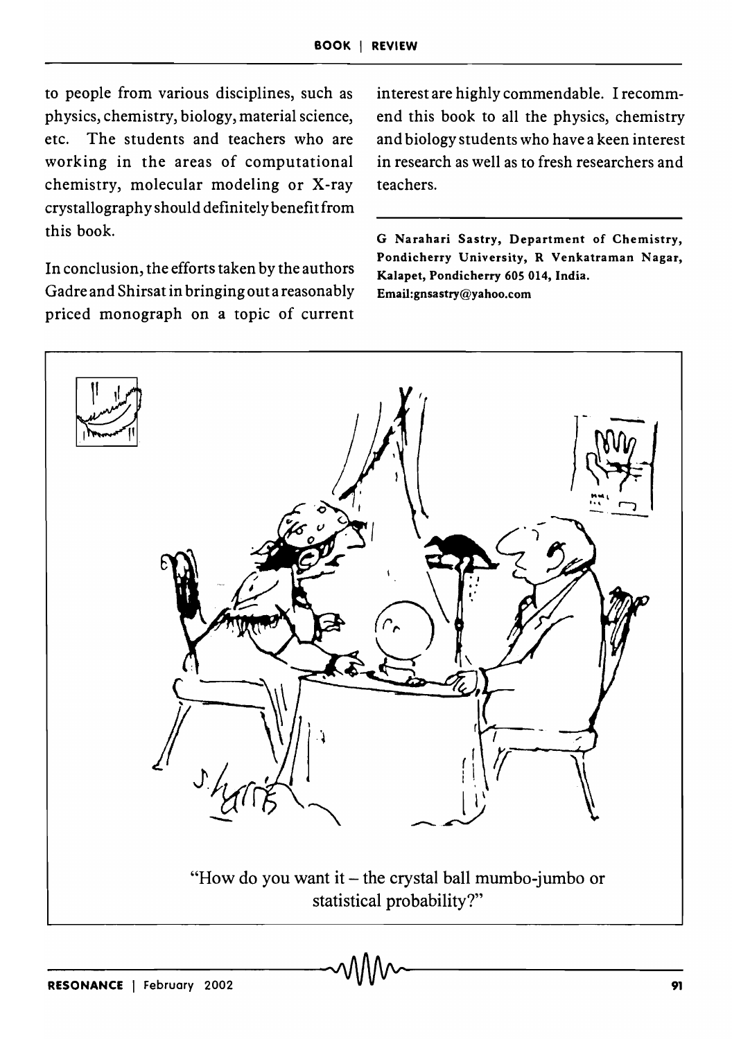to people from various disciplines, such as physics, chemistry, biology, material science, etc. The students and teachers who are working in the areas of computational chemistry, molecular modeling or X-ray crystallography should definitely benefit from this book.

In conclusion, the efforts taken by the authors Gadre and Shirsat in bringing out a reasonably priced monograph on a topic of current interest are highly commendable. I recommend this book to all the physics, chemistry and biology students who have a keen interest in research as well as to fresh researchers and teachers.

**G Narahari Sastry, Department of Chemistry, Pondicherry University, R Venkatraman Nagar, Kalapet, Pondicherry 605 014, India. Email:gnsastry@yahoo.com**

"How do you want it – the crystal ball mumbo-jumbo or statistical probability?"